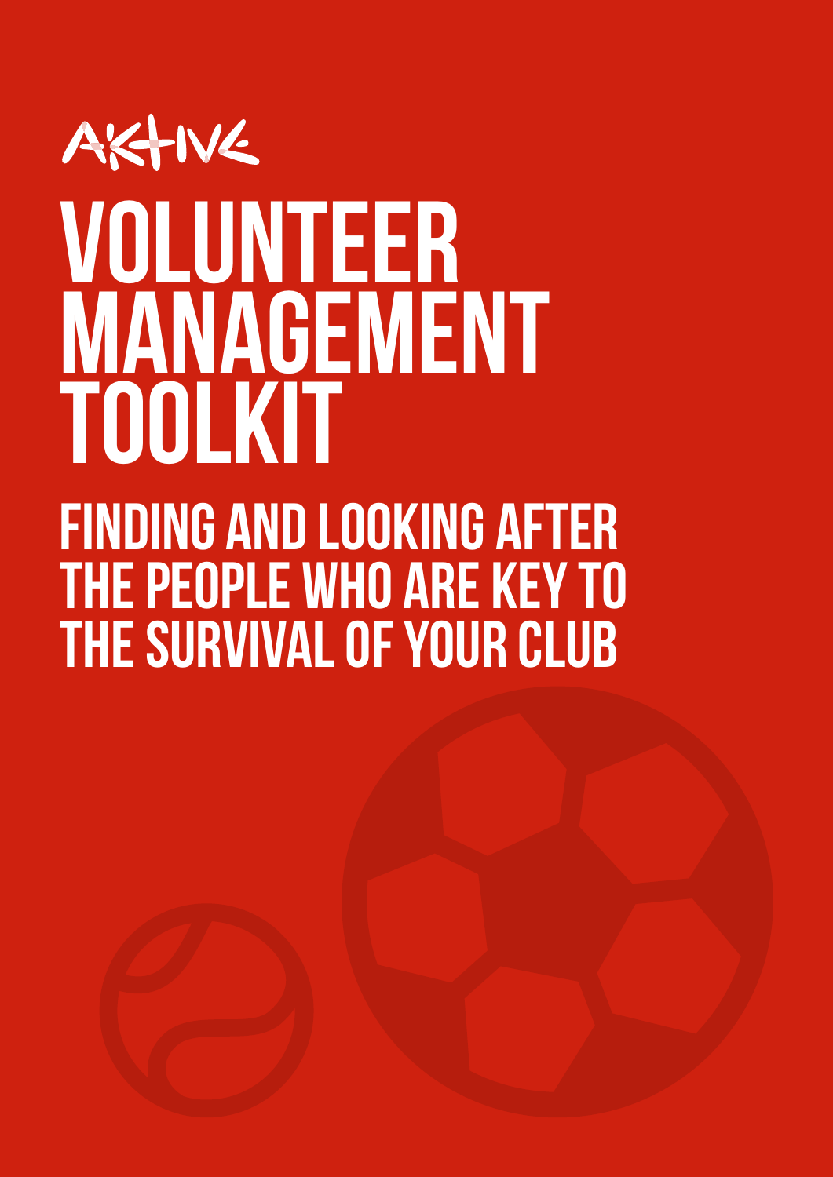AKTIVE

# VOLUNTEER MANAGEMENT TOOLKIT

## FINDING AND LOOKING AFTER THE PEOPLE WHO ARE KEY TO THE SURVIVAL OF YOUR CLUB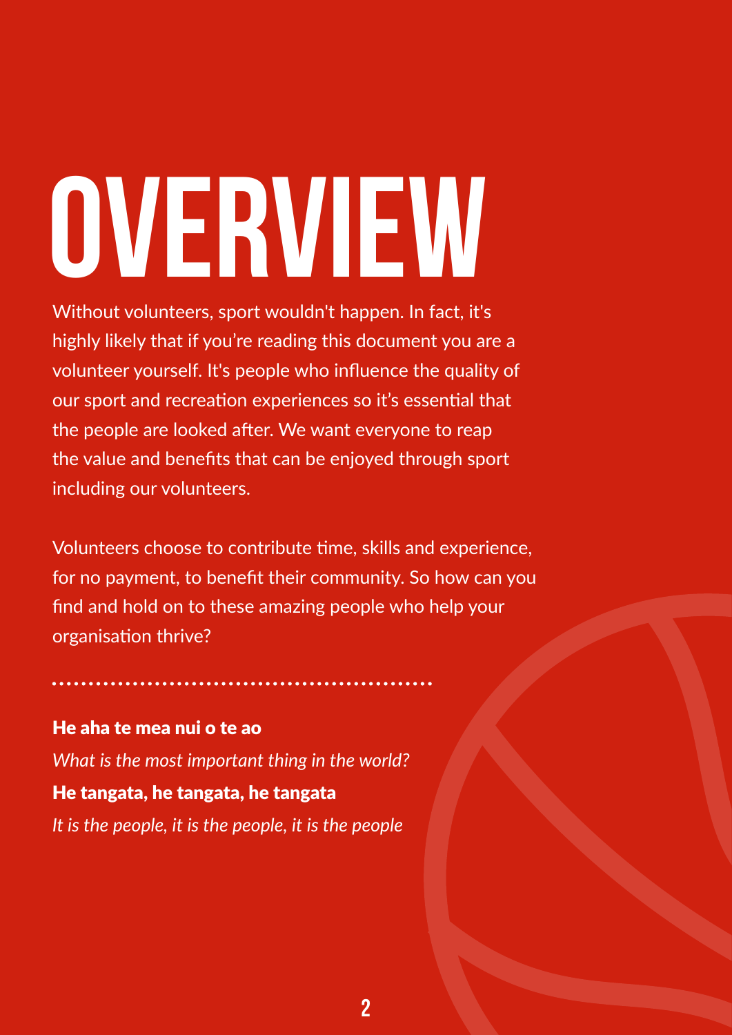# OVERVIEW

Without volunteers, sport wouldn't happen. In fact, it's highly likely that if you're reading this document you are a volunteer yourself. It's people who influence the quality of our sport and recreation experiences so it's essential that the people are looked after. We want everyone to reap the value and benefits that can be enjoyed through sport including our volunteers.

Volunteers choose to contribute time, skills and experience, for no payment, to benefit their community. So how can you find and hold on to these amazing people who help your organisation thrive?

**He aha te mea nui o te ao**

*What is the most important thing in the world?*

**He tangata, he tangata, he tangata**

*It is the people, it is the people, it is the people*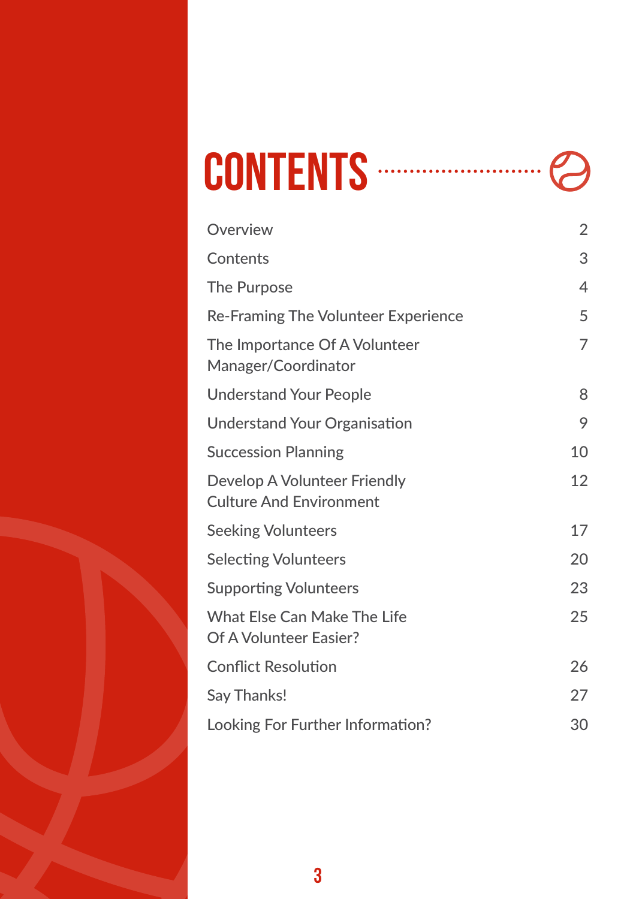# CONTENTS

| | |
|---|---|
| Overview | 2 |
| Contents | 3 |
| The Purpose | 4 |
| Re-Framing The Volunteer Experience | 5 |
| The Importance Of A Volunteer Manager/Coordinator | 7 |
| Understand Your People | 8 |
| Understand Your Organisation | 9 |
| Succession Planning | 10 |
| Develop A Volunteer Friendly Culture And Environment | 12 |
| Seeking Volunteers | 17 |
| Selecting Volunteers | 20 |
| Supporting Volunteers | 23 |
| What Else Can Make The Life Of A Volunteer Easier? | 25 |
| Conflict Resolution | 26 |
| Say Thanks! | 27 |
| Looking For Further Information? | 30 |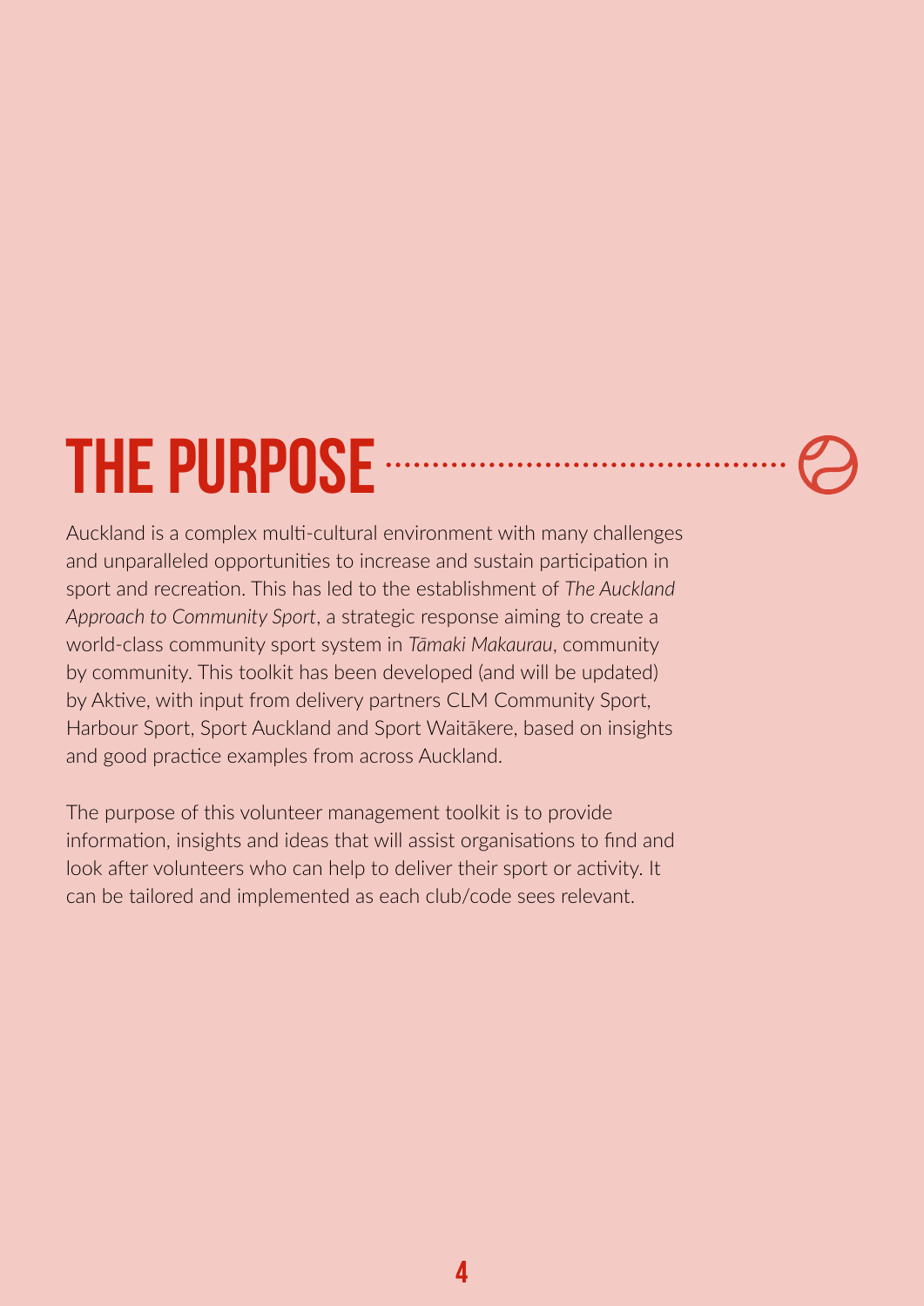# THE PURPOSE

Auckland is a complex multi-cultural environment with many challenges and unparalleled opportunities to increase and sustain participation in sport and recreation. This has led to the establishment of *The Auckland Approach to Community Sport*, a strategic response aiming to create a world-class community sport system in *Tāmaki Makaurau*, community by community. This toolkit has been developed (and will be updated) by Aktive, with input from delivery partners CLM Community Sport, Harbour Sport, Sport Auckland and Sport Waitākere, based on insights and good practice examples from across Auckland.

The purpose of this volunteer management toolkit is to provide information, insights and ideas that will assist organisations to find and look after volunteers who can help to deliver their sport or activity. It can be tailored and implemented as each club/code sees relevant.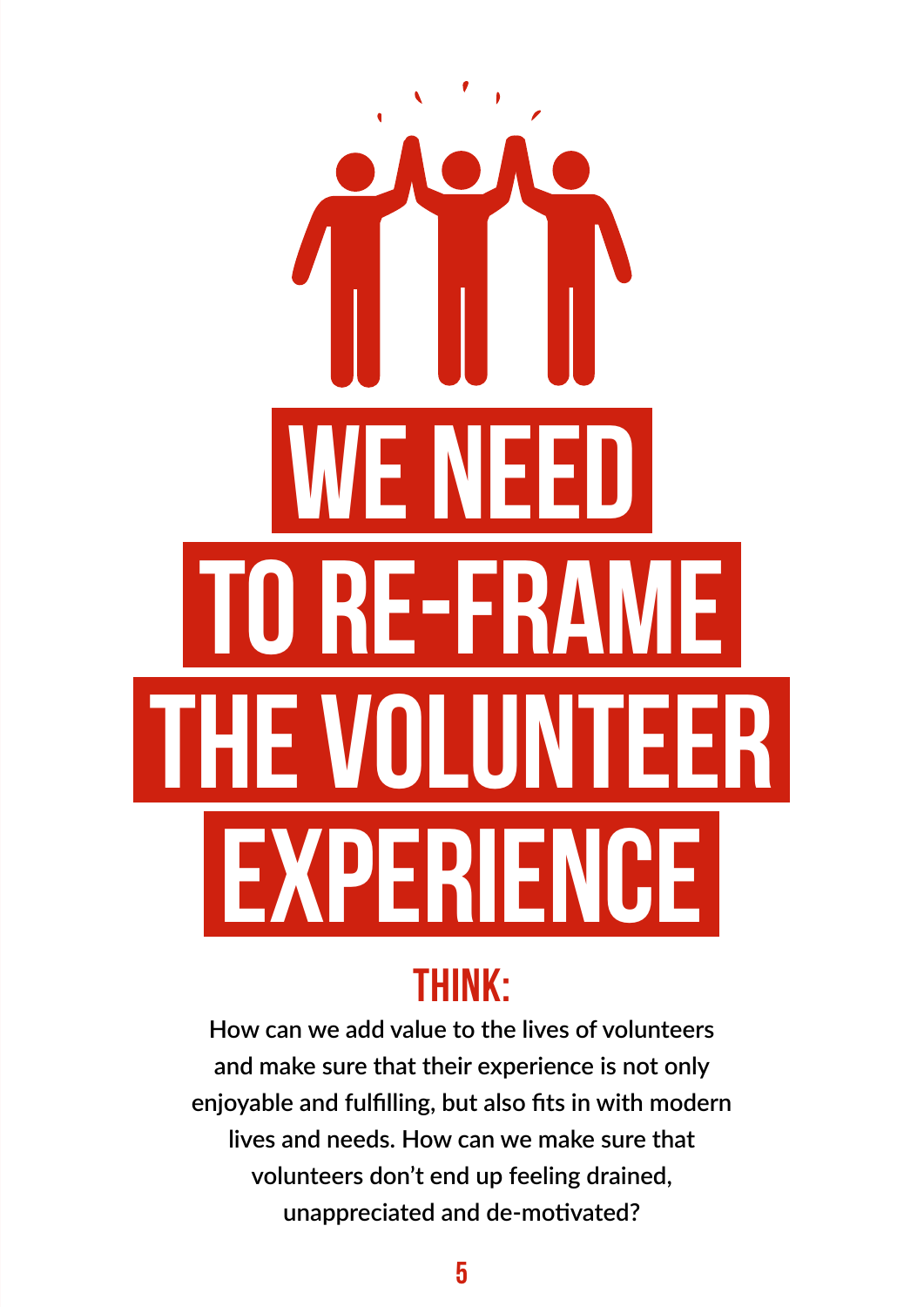# WE NEED TO RE-FRAME THE VOLUNTEER EXPERIENCE

## THINK:

**How can we add value to the lives of volunteers and make sure that their experience is not only enjoyable and fulfilling, but also fits in with modern lives and needs. How can we make sure that volunteers don't end up feeling drained, unappreciated and de-motivated?**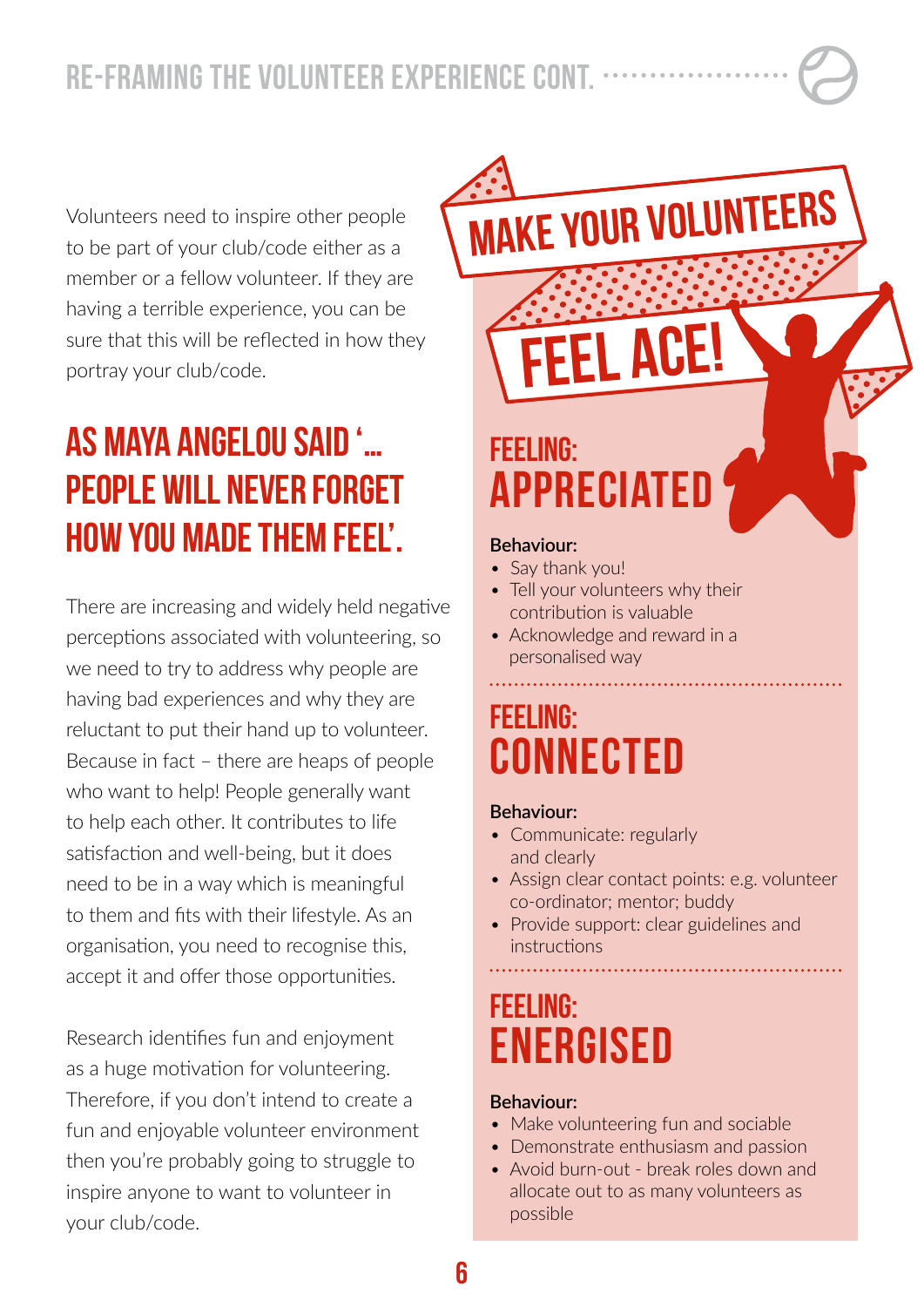## RE-FRAMING THE VOLUNTEER EXPERIENCE CONT.

Volunteers need to inspire other people to be part of your club/code either as a member or a fellow volunteer. If they are having a terrible experience, you can be sure that this will be reflected in how they portray your club/code.

### AS MAYA ANGELOU SAID '… PEOPLE WILL NEVER FORGET HOW YOU MADE THEM FEEL'.

There are increasing and widely held negative perceptions associated with volunteering, so we need to try to address why people are having bad experiences and why they are reluctant to put their hand up to volunteer. Because in fact – there are heaps of people who want to help! People generally want to help each other. It contributes to life satisfaction and well-being, but it does need to be in a way which is meaningful to them and fits with their lifestyle. As an organisation, you need to recognise this, accept it and offer those opportunities.

Research identifies fun and enjoyment as a huge motivation for volunteering. Therefore, if you don't intend to create a fun and enjoyable volunteer environment then you're probably going to struggle to inspire anyone to want to volunteer in your club/code.

## MAKE YOUR VOLUNTEERS FEEL ACE!

### FEELING: APPRECIATED

**Behaviour:**

- Say thank you!
- Tell your volunteers why their contribution is valuable
- Acknowledge and reward in a personalised way

### FEELING: CONNECTED

**Behaviour:**

- Communicate: regularly and clearly
- Assign clear contact points: e.g. volunteer co-ordinator; mentor; buddy
- Provide support: clear guidelines and instructions

### FEELING: ENERGISED

**Behaviour:**

- Make volunteering fun and sociable
- Demonstrate enthusiasm and passion
- Avoid burn-out - break roles down and allocate out to as many volunteers as possible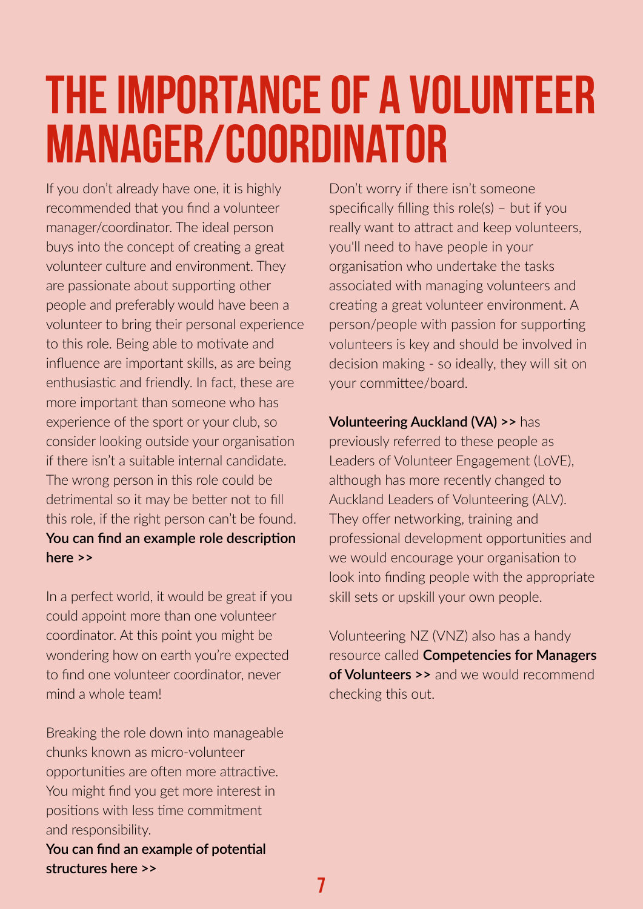# THE IMPORTANCE OF A VOLUNTEER MANAGER/COORDINATOR

If you don't already have one, it is highly recommended that you find a volunteer manager/coordinator. The ideal person buys into the concept of creating a great volunteer culture and environment. They are passionate about supporting other people and preferably would have been a volunteer to bring their personal experience to this role. Being able to motivate and influence are important skills, as are being enthusiastic and friendly. In fact, these are more important than someone who has experience of the sport or your club, so consider looking outside your organisation if there isn't a suitable internal candidate. The wrong person in this role could be detrimental so it may be better not to fill this role, if the right person can't be found. **You can find an example role description here >>**

In a perfect world, it would be great if you could appoint more than one volunteer coordinator. At this point you might be wondering how on earth you're expected to find one volunteer coordinator, never mind a whole team!

Breaking the role down into manageable chunks known as micro-volunteer opportunities are often more attractive. You might find you get more interest in positions with less time commitment and responsibility.
**You can find an example of potential structures here >>**

Don't worry if there isn't someone specifically filling this role(s) – but if you really want to attract and keep volunteers, you'll need to have people in your organisation who undertake the tasks associated with managing volunteers and creating a great volunteer environment. A person/people with passion for supporting volunteers is key and should be involved in decision making - so ideally, they will sit on your committee/board.

**Volunteering Auckland (VA) >>** has previously referred to these people as Leaders of Volunteer Engagement (LoVE), although has more recently changed to Auckland Leaders of Volunteering (ALV). They offer networking, training and professional development opportunities and we would encourage your organisation to look into finding people with the appropriate skill sets or upskill your own people.

Volunteering NZ (VNZ) also has a handy resource called **Competencies for Managers of Volunteers >>** and we would recommend checking this out.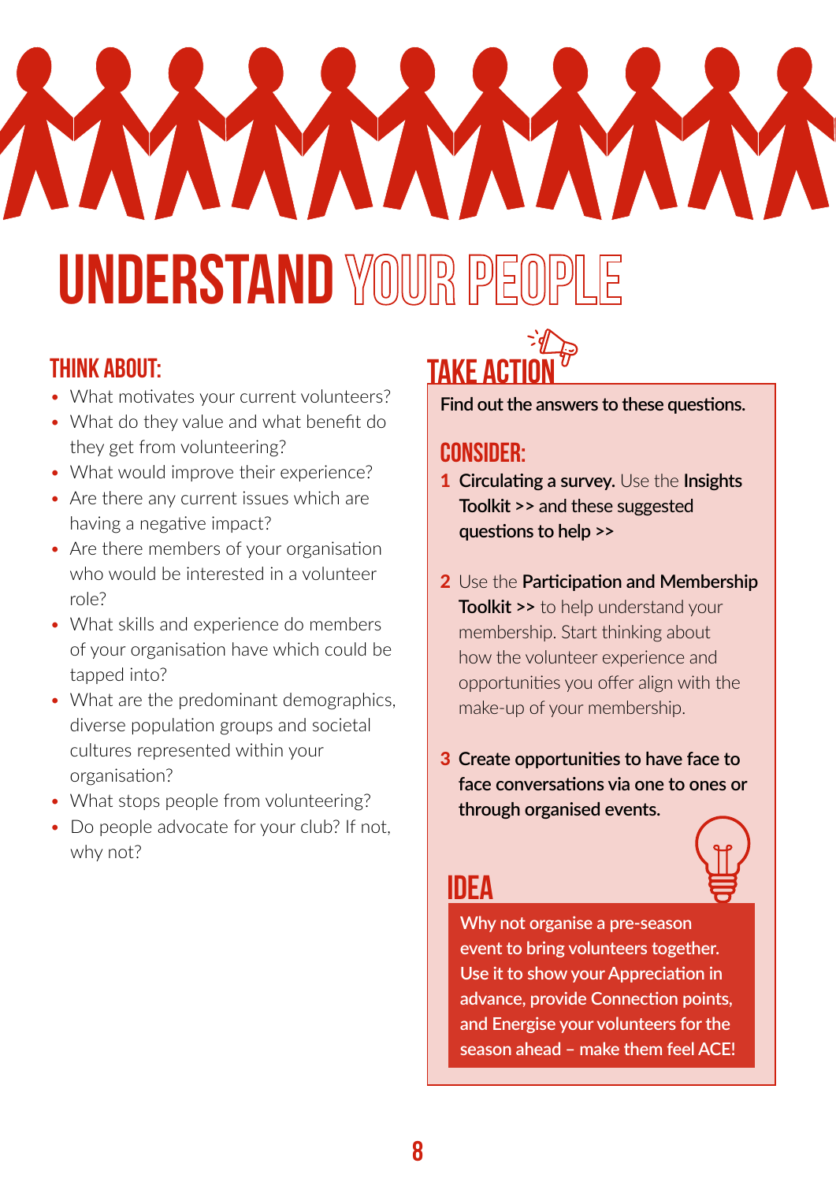# UNDERSTAND YOUR PEOPLE

## THINK ABOUT:

- What motivates your current volunteers?
- What do they value and what benefit do they get from volunteering?
- What would improve their experience?
- Are there any current issues which are having a negative impact?
- Are there members of your organisation who would be interested in a volunteer role?
- What skills and experience do members of your organisation have which could be tapped into?
- What are the predominant demographics, diverse population groups and societal cultures represented within your organisation?
- What stops people from volunteering?
- Do people advocate for your club? If not, why not?

## TAKE ACTION

**Find out the answers to these questions.**

### CONSIDER:

1. **Circulating a survey.** Use the **Insights Toolkit >> and these suggested questions to help >>**

2. Use the **Participation and Membership Toolkit >>** to help understand your membership. Start thinking about how the volunteer experience and opportunities you offer align with the make-up of your membership.

3. **Create opportunities to have face to face conversations via one to ones or through organised events.**

### IDEA

**Why not organise a pre-season event to bring volunteers together. Use it to show your Appreciation in advance, provide Connection points, and Energise your volunteers for the season ahead – make them feel ACE!**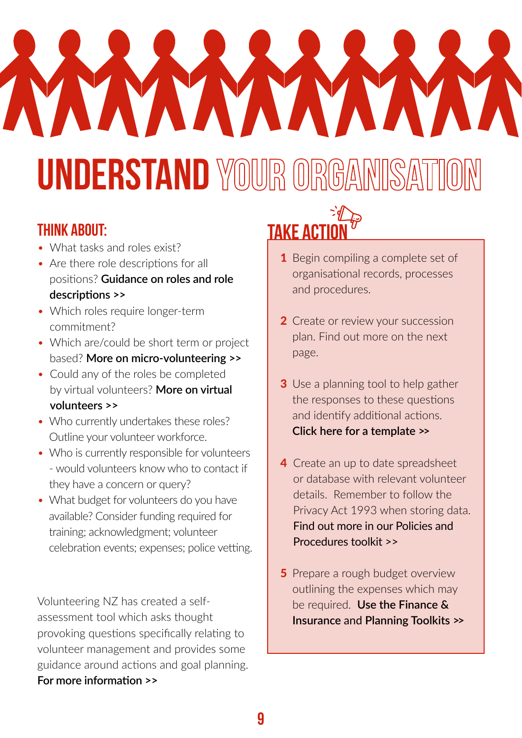# UNDERSTAND YOUR ORGANISATION

## THINK ABOUT:

- What tasks and roles exist?
- Are there role descriptions for all positions? **Guidance on roles and role descriptions >>**
- Which roles require longer-term commitment?
- Which are/could be short term or project based? **More on micro-volunteering >>**
- Could any of the roles be completed by virtual volunteers? **More on virtual volunteers >>**
- Who currently undertakes these roles? Outline your volunteer workforce.
- Who is currently responsible for volunteers - would volunteers know who to contact if they have a concern or query?
- What budget for volunteers do you have available? Consider funding required for training; acknowledgment; volunteer celebration events; expenses; police vetting.

Volunteering NZ has created a self-assessment tool which asks thought provoking questions specifically relating to volunteer management and provides some guidance around actions and goal planning. **For more information >>**

## TAKE ACTION

1. Begin compiling a complete set of organisational records, processes and procedures.
2. Create or review your succession plan. Find out more on the next page.
3. Use a planning tool to help gather the responses to these questions and identify additional actions. **Click here for a template >>**
4. Create an up to date spreadsheet or database with relevant volunteer details. Remember to follow the Privacy Act 1993 when storing data. **Find out more in our Policies and Procedures toolkit >>**
5. Prepare a rough budget overview outlining the expenses which may be required. **Use the Finance & Insurance and Planning Toolkits >>**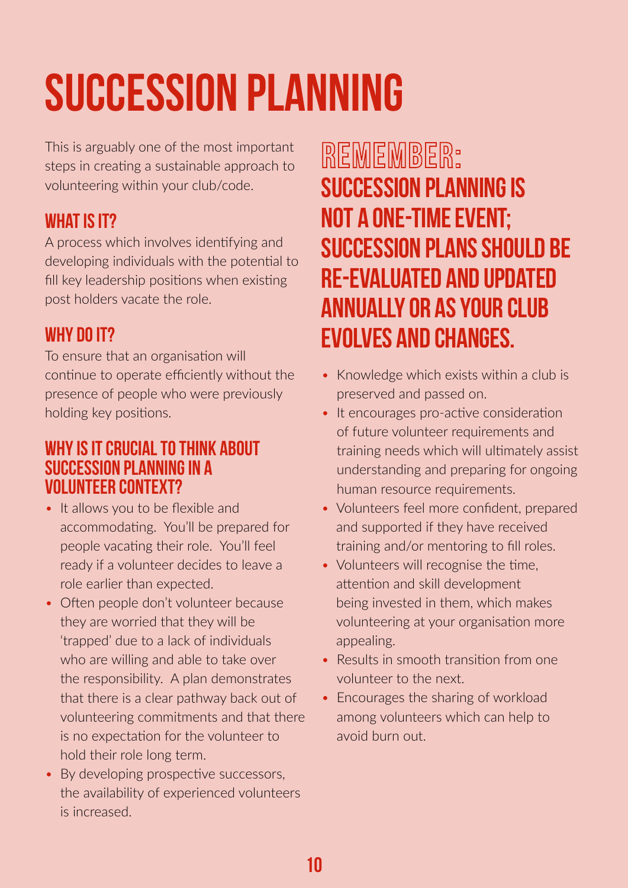# SUCCESSION PLANNING

This is arguably one of the most important steps in creating a sustainable approach to volunteering within your club/code.

## WHAT IS IT?

A process which involves identifying and developing individuals with the potential to fill key leadership positions when existing post holders vacate the role.

## WHY DO IT?

To ensure that an organisation will continue to operate efficiently without the presence of people who were previously holding key positions.

## WHY IS IT CRUCIAL TO THINK ABOUT SUCCESSION PLANNING IN A VOLUNTEER CONTEXT?

- It allows you to be flexible and accommodating. You'll be prepared for people vacating their role. You'll feel ready if a volunteer decides to leave a role earlier than expected.
- Often people don't volunteer because they are worried that they will be 'trapped' due to a lack of individuals who are willing and able to take over the responsibility. A plan demonstrates that there is a clear pathway back out of volunteering commitments and that there is no expectation for the volunteer to hold their role long term.
- By developing prospective successors, the availability of experienced volunteers is increased.
- Knowledge which exists within a club is preserved and passed on.
- It encourages pro-active consideration of future volunteer requirements and training needs which will ultimately assist understanding and preparing for ongoing human resource requirements.
- Volunteers feel more confident, prepared and supported if they have received training and/or mentoring to fill roles.
- Volunteers will recognise the time, attention and skill development being invested in them, which makes volunteering at your organisation more appealing.
- Results in smooth transition from one volunteer to the next.
- Encourages the sharing of workload among volunteers which can help to avoid burn out.

## REMEMBER:

**SUCCESSION PLANNING IS NOT A ONE-TIME EVENT; SUCCESSION PLANS SHOULD BE RE-EVALUATED AND UPDATED ANNUALLY OR AS YOUR CLUB EVOLVES AND CHANGES.**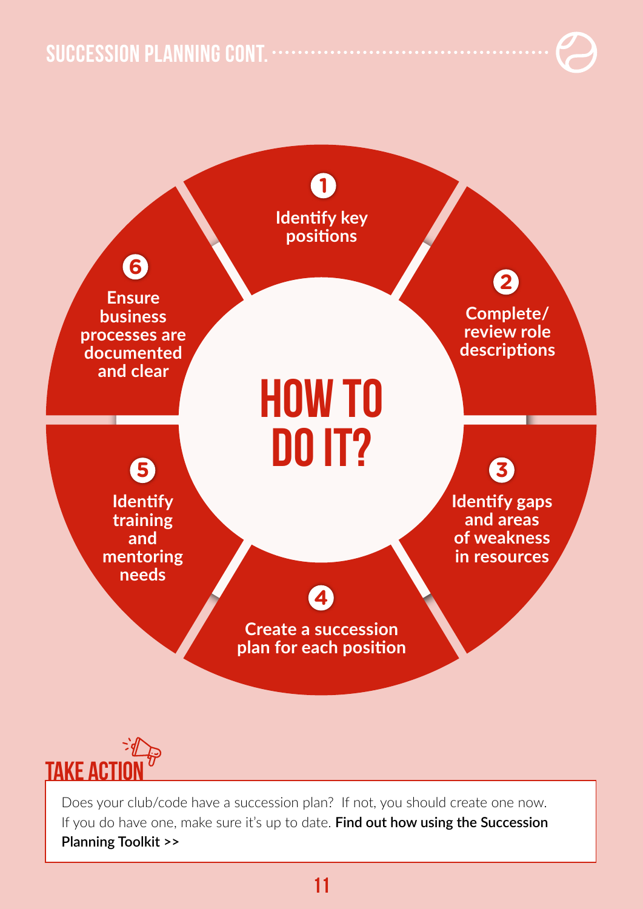## SUCCESSION PLANNING CONT.

# HOW TO DO IT?

1. Identify key positions
2. Complete/review role descriptions
3. Identify gaps and areas of weakness in resources
4. Create a succession plan for each position
5. Identify training and mentoring needs
6. Ensure business processes are documented and clear

## TAKE ACTION

Does your club/code have a succession plan? If not, you should create one now. If you do have one, make sure it's up to date. **Find out how using the Succession Planning Toolkit >>**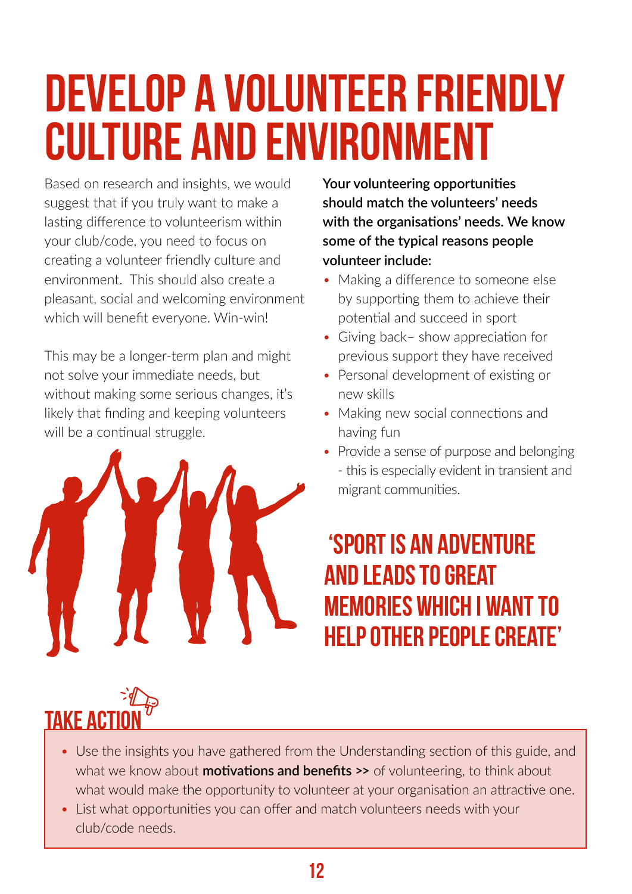# DEVELOP A VOLUNTEER FRIENDLY CULTURE AND ENVIRONMENT

Based on research and insights, we would suggest that if you truly want to make a lasting difference to volunteerism within your club/code, you need to focus on creating a volunteer friendly culture and environment. This should also create a pleasant, social and welcoming environment which will benefit everyone. Win-win!

This may be a longer-term plan and might not solve your immediate needs, but without making some serious changes, it's likely that finding and keeping volunteers will be a continual struggle.

**Your volunteering opportunities should match the volunteers' needs with the organisations' needs. We know some of the typical reasons people volunteer include:**

- Making a difference to someone else by supporting them to achieve their potential and succeed in sport
- Giving back– show appreciation for previous support they have received
- Personal development of existing or new skills
- Making new social connections and having fun
- Provide a sense of purpose and belonging - this is especially evident in transient and migrant communities.

## 'SPORT IS AN ADVENTURE AND LEADS TO GREAT MEMORIES WHICH I WANT TO HELP OTHER PEOPLE CREATE'

## TAKE ACTION

- Use the insights you have gathered from the Understanding section of this guide, and what we know about **motivations and benefits >>** of volunteering, to think about what would make the opportunity to volunteer at your organisation an attractive one.
- List what opportunities you can offer and match volunteers needs with your club/code needs.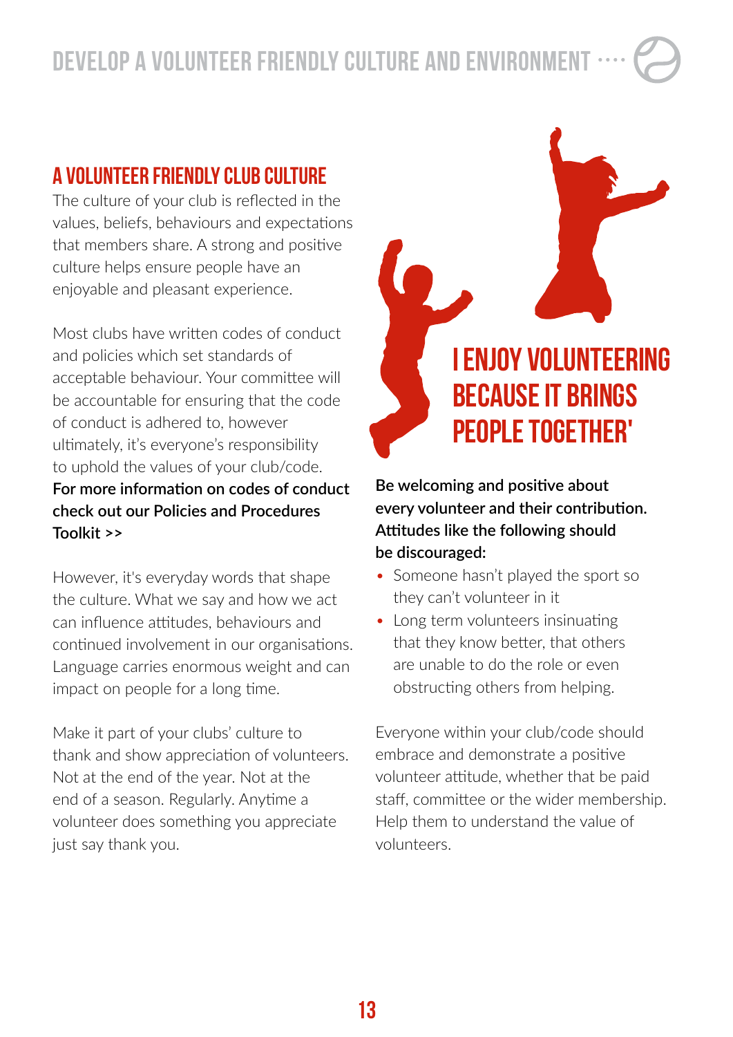## A VOLUNTEER FRIENDLY CLUB CULTURE

The culture of your club is reflected in the values, beliefs, behaviours and expectations that members share. A strong and positive culture helps ensure people have an enjoyable and pleasant experience.

Most clubs have written codes of conduct and policies which set standards of acceptable behaviour. Your committee will be accountable for ensuring that the code of conduct is adhered to, however ultimately, it's everyone's responsibility to uphold the values of your club/code. **For more information on codes of conduct check out our Policies and Procedures Toolkit >>**

However, it's everyday words that shape the culture. What we say and how we act can influence attitudes, behaviours and continued involvement in our organisations. Language carries enormous weight and can impact on people for a long time.

Make it part of your clubs' culture to thank and show appreciation of volunteers. Not at the end of the year. Not at the end of a season. Regularly. Anytime a volunteer does something you appreciate just say thank you.

## I ENJOY VOLUNTEERING BECAUSE IT BRINGS PEOPLE TOGETHER'

**Be welcoming and positive about every volunteer and their contribution. Attitudes like the following should be discouraged:**

- Someone hasn't played the sport so they can't volunteer in it
- Long term volunteers insinuating that they know better, that others are unable to do the role or even obstructing others from helping.

Everyone within your club/code should embrace and demonstrate a positive volunteer attitude, whether that be paid staff, committee or the wider membership. Help them to understand the value of volunteers.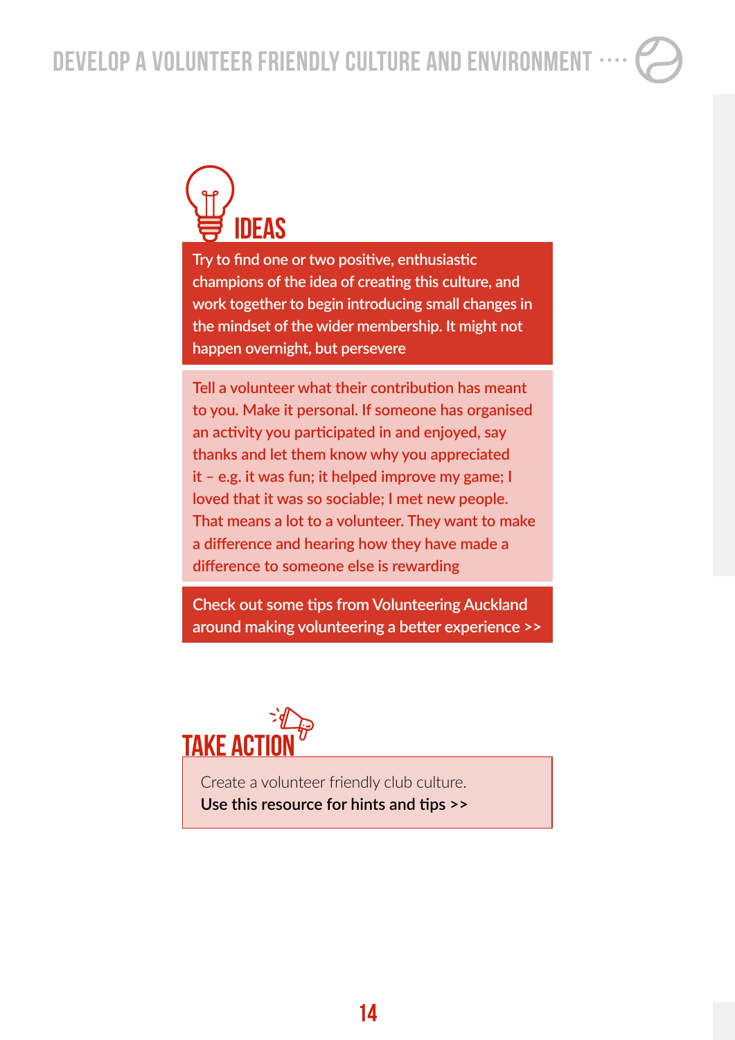## IDEAS

Try to find one or two positive, enthusiastic champions of the idea of creating this culture, and work together to begin introducing small changes in the mindset of the wider membership. It might not happen overnight, but persevere

Tell a volunteer what their contribution has meant to you. Make it personal. If someone has organised an activity you participated in and enjoyed, say thanks and let them know why you appreciated it – e.g. it was fun; it helped improve my game; I loved that it was so sociable; I met new people. That means a lot to a volunteer. They want to make a difference and hearing how they have made a difference to someone else is rewarding

Check out some tips from Volunteering Auckland around making volunteering a better experience >>

## TAKE ACTION

Create a volunteer friendly club culture.
**Use this resource for hints and tips >>**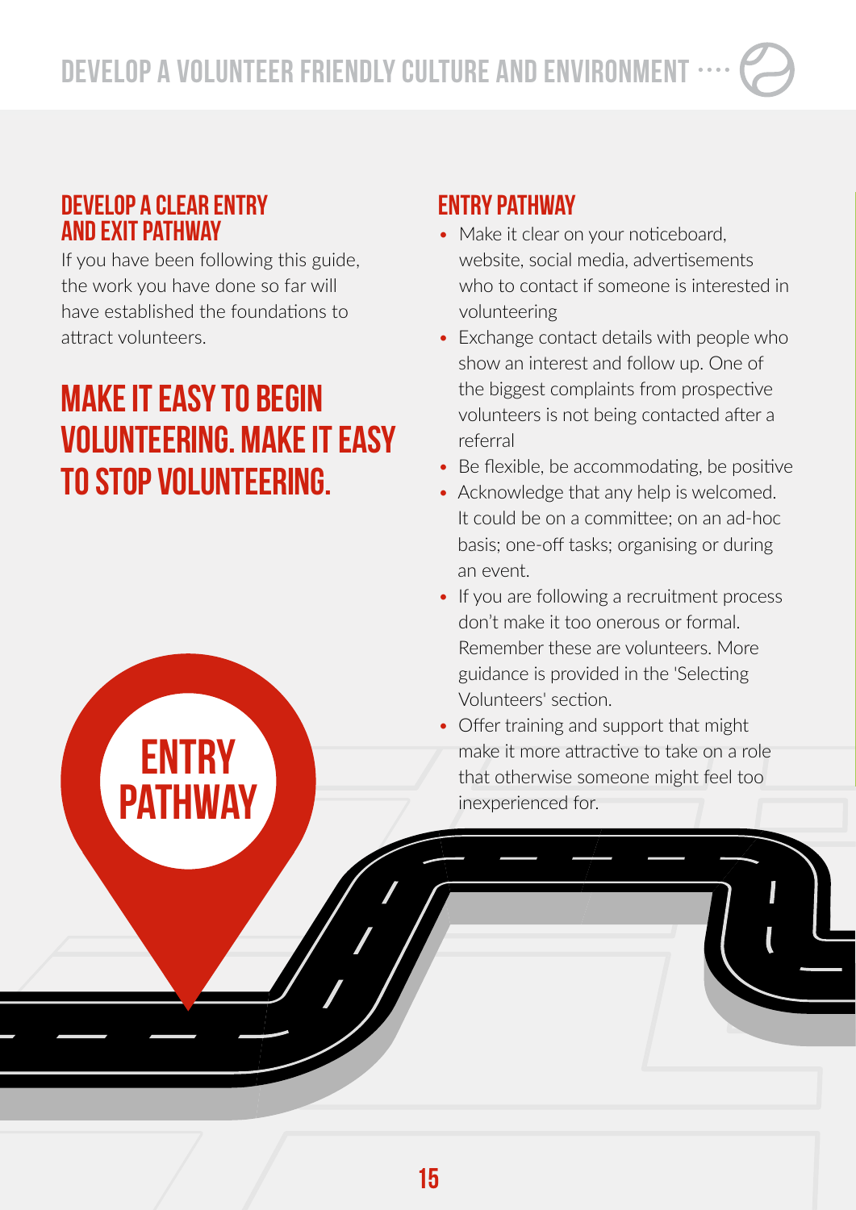## DEVELOP A CLEAR ENTRY AND EXIT PATHWAY

If you have been following this guide, the work you have done so far will have established the foundations to attract volunteers.

## MAKE IT EASY TO BEGIN VOLUNTEERING. MAKE IT EASY TO STOP VOLUNTEERING.

ENTRY PATHWAY

## ENTRY PATHWAY

- Make it clear on your noticeboard, website, social media, advertisements who to contact if someone is interested in volunteering
- Exchange contact details with people who show an interest and follow up. One of the biggest complaints from prospective volunteers is not being contacted after a referral
- Be flexible, be accommodating, be positive
- Acknowledge that any help is welcomed. It could be on a committee; on an ad-hoc basis; one-off tasks; organising or during an event.
- If you are following a recruitment process don't make it too onerous or formal. Remember these are volunteers. More guidance is provided in the 'Selecting Volunteers' section.
- Offer training and support that might make it more attractive to take on a role that otherwise someone might feel too inexperienced for.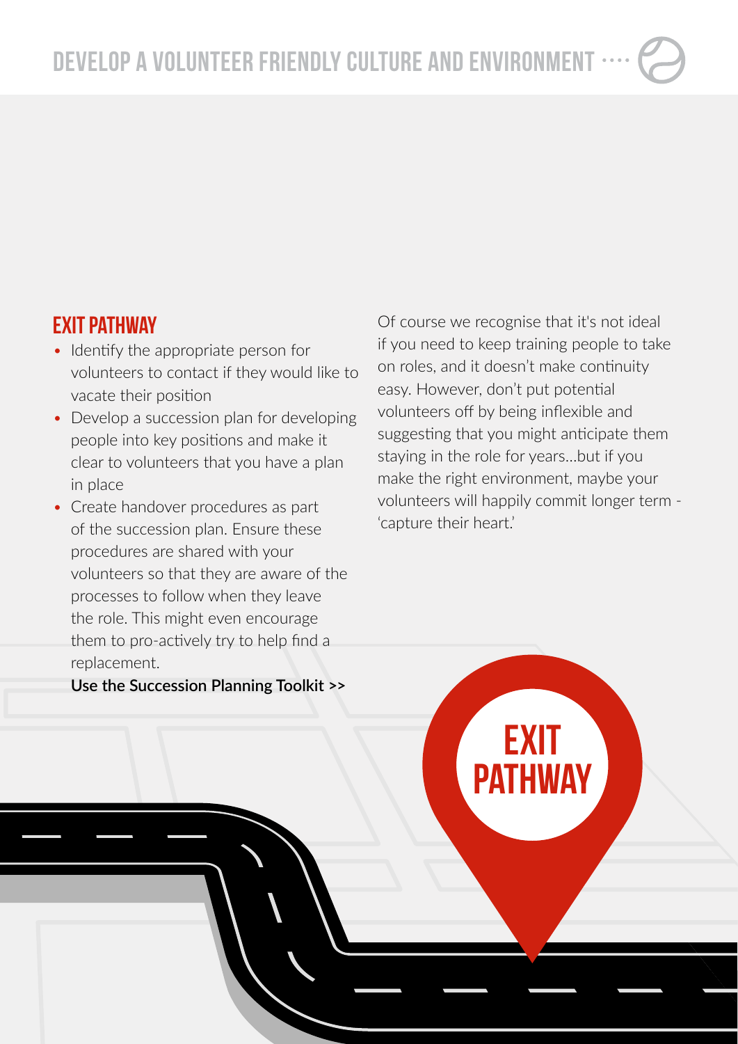## EXIT PATHWAY

- Identify the appropriate person for volunteers to contact if they would like to vacate their position
- Develop a succession plan for developing people into key positions and make it clear to volunteers that you have a plan in place
- Create handover procedures as part of the succession plan. Ensure these procedures are shared with your volunteers so that they are aware of the processes to follow when they leave the role. This might even encourage them to pro-actively try to help find a replacement.

**Use the Succession Planning Toolkit >>**

Of course we recognise that it's not ideal if you need to keep training people to take on roles, and it doesn't make continuity easy. However, don't put potential volunteers off by being inflexible and suggesting that you might anticipate them staying in the role for years...but if you make the right environment, maybe your volunteers will happily commit longer term - 'capture their heart.'

EXIT PATHWAY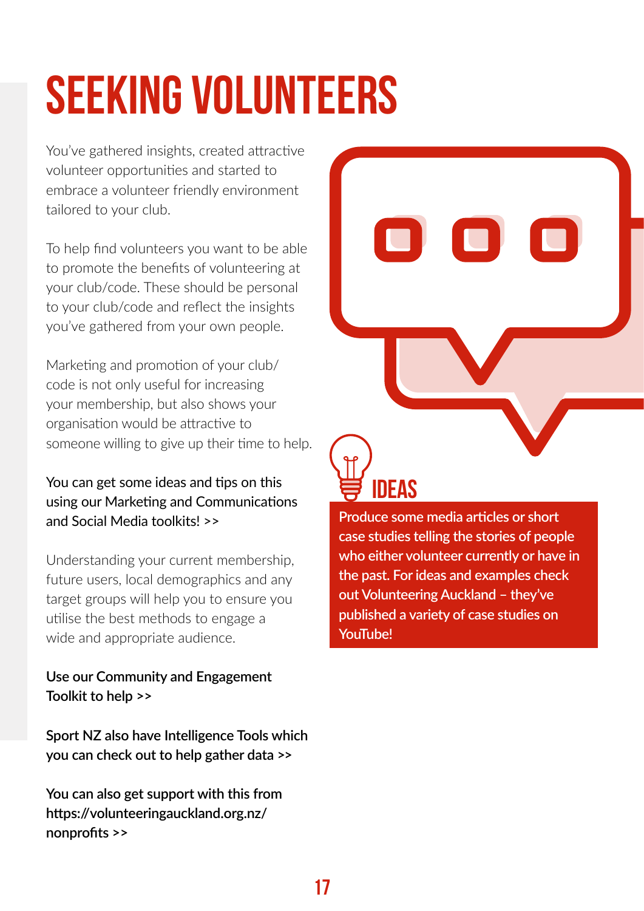# SEEKING VOLUNTEERS

You've gathered insights, created attractive volunteer opportunities and started to embrace a volunteer friendly environment tailored to your club.

To help find volunteers you want to be able to promote the benefits of volunteering at your club/code. These should be personal to your club/code and reflect the insights you've gathered from your own people.

Marketing and promotion of your club/code is not only useful for increasing your membership, but also shows your organisation would be attractive to someone willing to give up their time to help.

You can get some ideas and tips on this using our Marketing and Communications and Social Media toolkits! >>

Understanding your current membership, future users, local demographics and any target groups will help you to ensure you utilise the best methods to engage a wide and appropriate audience.

Use our Community and Engagement Toolkit to help >>

Sport NZ also have Intelligence Tools which you can check out to help gather data >>

You can also get support with this from https://volunteeringauckland.org.nz/nonprofits >>

## IDEAS

Produce some media articles or short case studies telling the stories of people who either volunteer currently or have in the past. For ideas and examples check out Volunteering Auckland – they've published a variety of case studies on YouTube!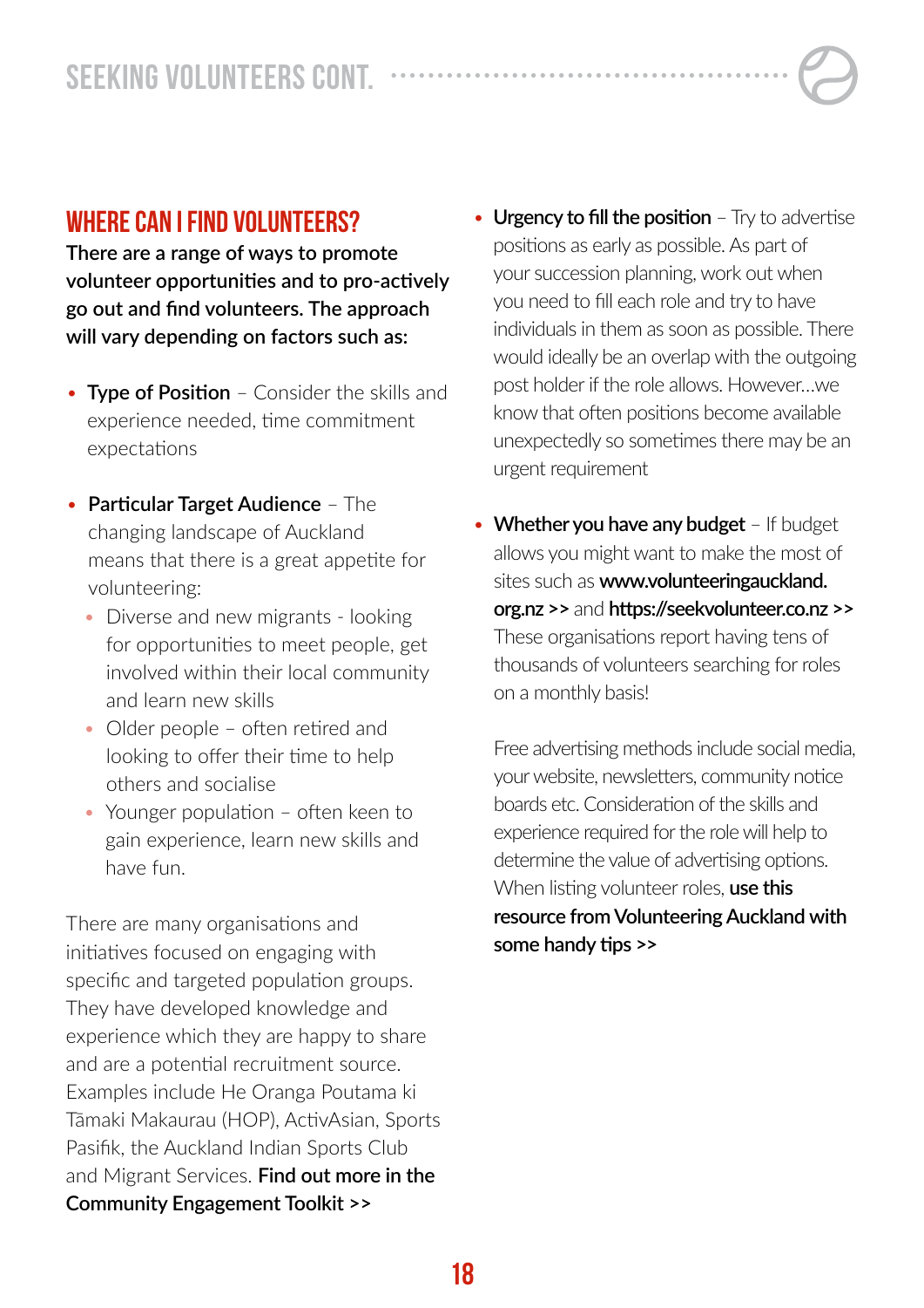## SEEKING VOLUNTEERS CONT.

### WHERE CAN I FIND VOLUNTEERS?

**There are a range of ways to promote volunteer opportunities and to pro-actively go out and find volunteers. The approach will vary depending on factors such as:**

- **Type of Position** – Consider the skills and experience needed, time commitment expectations
- **Particular Target Audience** – The changing landscape of Auckland means that there is a great appetite for volunteering:
  - Diverse and new migrants - looking for opportunities to meet people, get involved within their local community and learn new skills
  - Older people – often retired and looking to offer their time to help others and socialise
  - Younger population – often keen to gain experience, learn new skills and have fun.

There are many organisations and initiatives focused on engaging with specific and targeted population groups. They have developed knowledge and experience which they are happy to share and are a potential recruitment source. Examples include He Oranga Poutama ki Tāmaki Makaurau (HOP), ActivAsian, Sports Pasifik, the Auckland Indian Sports Club and Migrant Services. **Find out more in the Community Engagement Toolkit >>**

- **Urgency to fill the position** – Try to advertise positions as early as possible. As part of your succession planning, work out when you need to fill each role and try to have individuals in them as soon as possible. There would ideally be an overlap with the outgoing post holder if the role allows. However...we know that often positions become available unexpectedly so sometimes there may be an urgent requirement
- **Whether you have any budget** – If budget allows you might want to make the most of sites such as **www.volunteeringauckland.org.nz >>** and **https://seekvolunteer.co.nz >>** These organisations report having tens of thousands of volunteers searching for roles on a monthly basis!

  Free advertising methods include social media, your website, newsletters, community notice boards etc. Consideration of the skills and experience required for the role will help to determine the value of advertising options. When listing volunteer roles, **use this resource from Volunteering Auckland with some handy tips >>**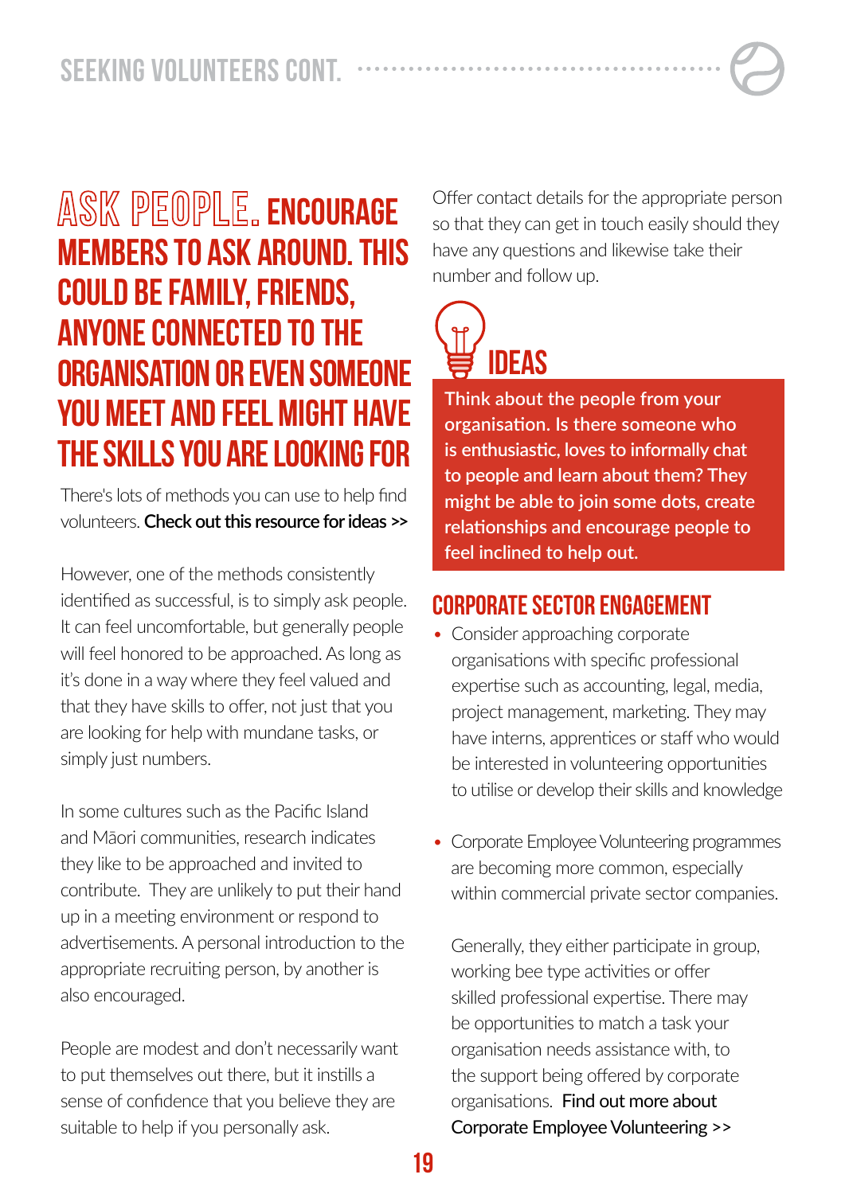## ASK PEOPLE. ENCOURAGE MEMBERS TO ASK AROUND. THIS COULD BE FAMILY, FRIENDS, ANYONE CONNECTED TO THE ORGANISATION OR EVEN SOMEONE YOU MEET AND FEEL MIGHT HAVE THE SKILLS YOU ARE LOOKING FOR

There's lots of methods you can use to help find volunteers. **Check out this resource for ideas >>**

However, one of the methods consistently identified as successful, is to simply ask people. It can feel uncomfortable, but generally people will feel honored to be approached. As long as it's done in a way where they feel valued and that they have skills to offer, not just that you are looking for help with mundane tasks, or simply just numbers.

In some cultures such as the Pacific Island and Māori communities, research indicates they like to be approached and invited to contribute. They are unlikely to put their hand up in a meeting environment or respond to advertisements. A personal introduction to the appropriate recruiting person, by another is also encouraged.

People are modest and don't necessarily want to put themselves out there, but it instills a sense of confidence that you believe they are suitable to help if you personally ask.

Offer contact details for the appropriate person so that they can get in touch easily should they have any questions and likewise take their number and follow up.

### IDEAS

**Think about the people from your organisation. Is there someone who is enthusiastic, loves to informally chat to people and learn about them? They might be able to join some dots, create relationships and encourage people to feel inclined to help out.**

### CORPORATE SECTOR ENGAGEMENT

- Consider approaching corporate organisations with specific professional expertise such as accounting, legal, media, project management, marketing. They may have interns, apprentices or staff who would be interested in volunteering opportunities to utilise or develop their skills and knowledge

- Corporate Employee Volunteering programmes are becoming more common, especially within commercial private sector companies.

  Generally, they either participate in group, working bee type activities or offer skilled professional expertise. There may be opportunities to match a task your organisation needs assistance with, to the support being offered by corporate organisations. Find out more about Corporate Employee Volunteering >>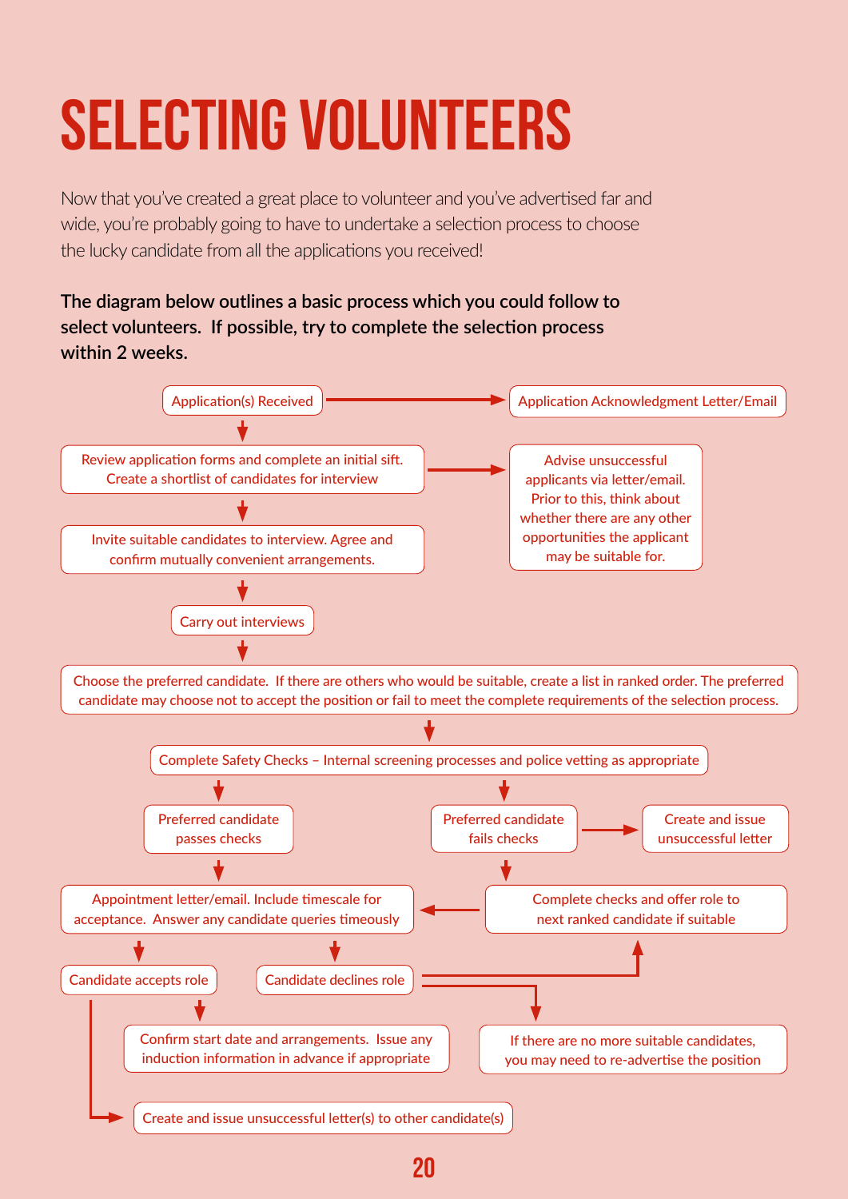# SELECTING VOLUNTEERS

Now that you've created a great place to volunteer and you've advertised far and wide, you're probably going to have to undertake a selection process to choose the lucky candidate from all the applications you received!

**The diagram below outlines a basic process which you could follow to select volunteers. If possible, try to complete the selection process within 2 weeks.**

- Application(s) Received → Application Acknowledgment Letter/Email
- Review application forms and complete an initial sift. Create a shortlist of candidates for interview → Advise unsuccessful applicants via letter/email. Prior to this, think about whether there are any other opportunities the applicant may be suitable for.
- Invite suitable candidates to interview. Agree and confirm mutually convenient arrangements.
- Carry out interviews
- Choose the preferred candidate. If there are others who would be suitable, create a list in ranked order. The preferred candidate may choose not to accept the position or fail to meet the complete requirements of the selection process.
- Complete Safety Checks – Internal screening processes and police vetting as appropriate
  - Preferred candidate passes checks
    - Appointment letter/email. Include timescale for acceptance. Answer any candidate queries timeously
      - Candidate accepts role
        - Confirm start date and arrangements. Issue any induction information in advance if appropriate
        - Create and issue unsuccessful letter(s) to other candidate(s)
      - Candidate declines role
        - Complete checks and offer role to next ranked candidate if suitable
        - If there are no more suitable candidates, you may need to re-advertise the position
  - Preferred candidate fails checks → Create and issue unsuccessful letter
    - Complete checks and offer role to next ranked candidate if suitable → Appointment letter/email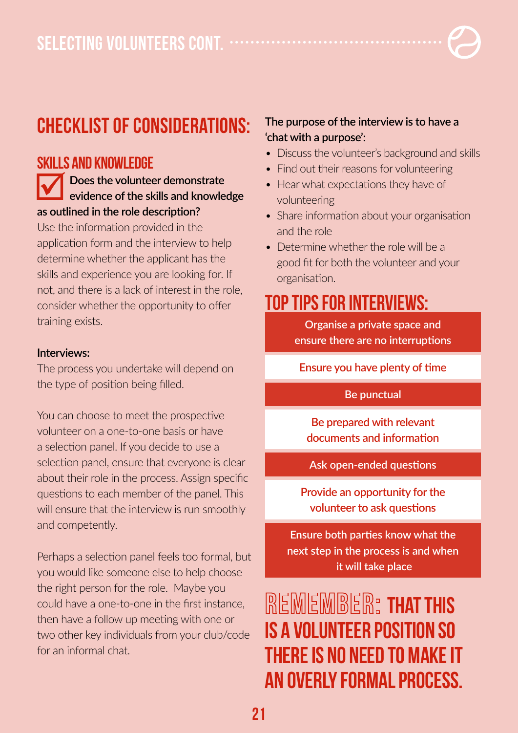# SELECTING VOLUNTEERS CONT.

## CHECKLIST OF CONSIDERATIONS:

### SKILLS AND KNOWLEDGE

☑ **Does the volunteer demonstrate evidence of the skills and knowledge as outlined in the role description?**

Use the information provided in the application form and the interview to help determine whether the applicant has the skills and experience you are looking for. If not, and there is a lack of interest in the role, consider whether the opportunity to offer training exists.

**Interviews:**

The process you undertake will depend on the type of position being filled.

You can choose to meet the prospective volunteer on a one-to-one basis or have a selection panel. If you decide to use a selection panel, ensure that everyone is clear about their role in the process. Assign specific questions to each member of the panel. This will ensure that the interview is run smoothly and competently.

Perhaps a selection panel feels too formal, but you would like someone else to help choose the right person for the role. Maybe you could have a one-to-one in the first instance, then have a follow up meeting with one or two other key individuals from your club/code for an informal chat.

**The purpose of the interview is to have a 'chat with a purpose':**

- Discuss the volunteer's background and skills
- Find out their reasons for volunteering
- Hear what expectations they have of volunteering
- Share information about your organisation and the role
- Determine whether the role will be a good fit for both the volunteer and your organisation.

## TOP TIPS FOR INTERVIEWS:

- Organise a private space and ensure there are no interruptions
- Ensure you have plenty of time
- Be punctual
- Be prepared with relevant documents and information
- Ask open-ended questions
- Provide an opportunity for the volunteer to ask questions
- Ensure both parties know what the next step in the process is and when it will take place

**REMEMBER: THAT THIS IS A VOLUNTEER POSITION SO THERE IS NO NEED TO MAKE IT AN OVERLY FORMAL PROCESS.**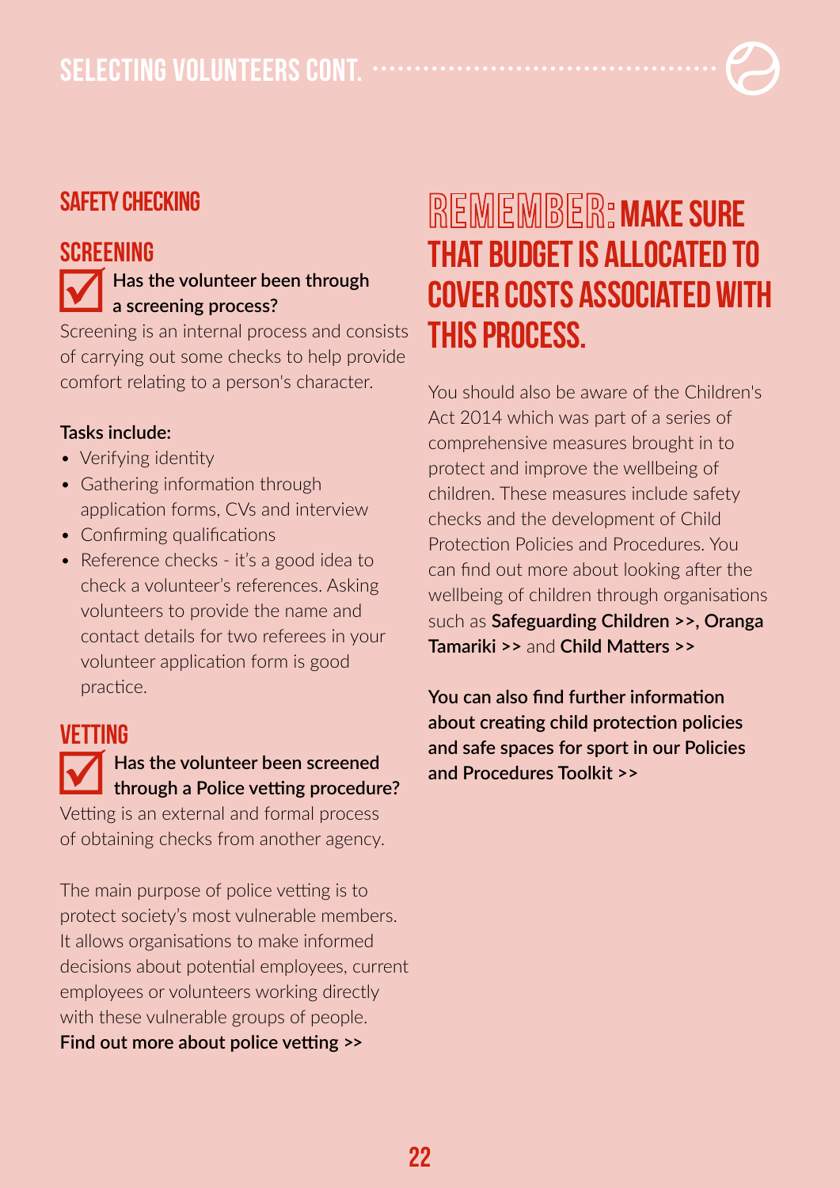# SELECTING VOLUNTEERS CONT.

## SAFETY CHECKING

### SCREENING

**Has the volunteer been through a screening process?**

Screening is an internal process and consists of carrying out some checks to help provide comfort relating to a person's character.

**Tasks include:**

- Verifying identity
- Gathering information through application forms, CVs and interview
- Confirming qualifications
- Reference checks - it's a good idea to check a volunteer's references. Asking volunteers to provide the name and contact details for two referees in your volunteer application form is good practice.

### VETTING

**Has the volunteer been screened through a Police vetting procedure?**

Vetting is an external and formal process of obtaining checks from another agency.

The main purpose of police vetting is to protect society's most vulnerable members. It allows organisations to make informed decisions about potential employees, current employees or volunteers working directly with these vulnerable groups of people.

**Find out more about police vetting >>**

## REMEMBER: MAKE SURE THAT BUDGET IS ALLOCATED TO COVER COSTS ASSOCIATED WITH THIS PROCESS.

You should also be aware of the Children's Act 2014 which was part of a series of comprehensive measures brought in to protect and improve the wellbeing of children. These measures include safety checks and the development of Child Protection Policies and Procedures. You can find out more about looking after the wellbeing of children through organisations such as **Safeguarding Children >>**, **Oranga Tamariki >>** and **Child Matters >>**

**You can also find further information about creating child protection policies and safe spaces for sport in our Policies and Procedures Toolkit >>**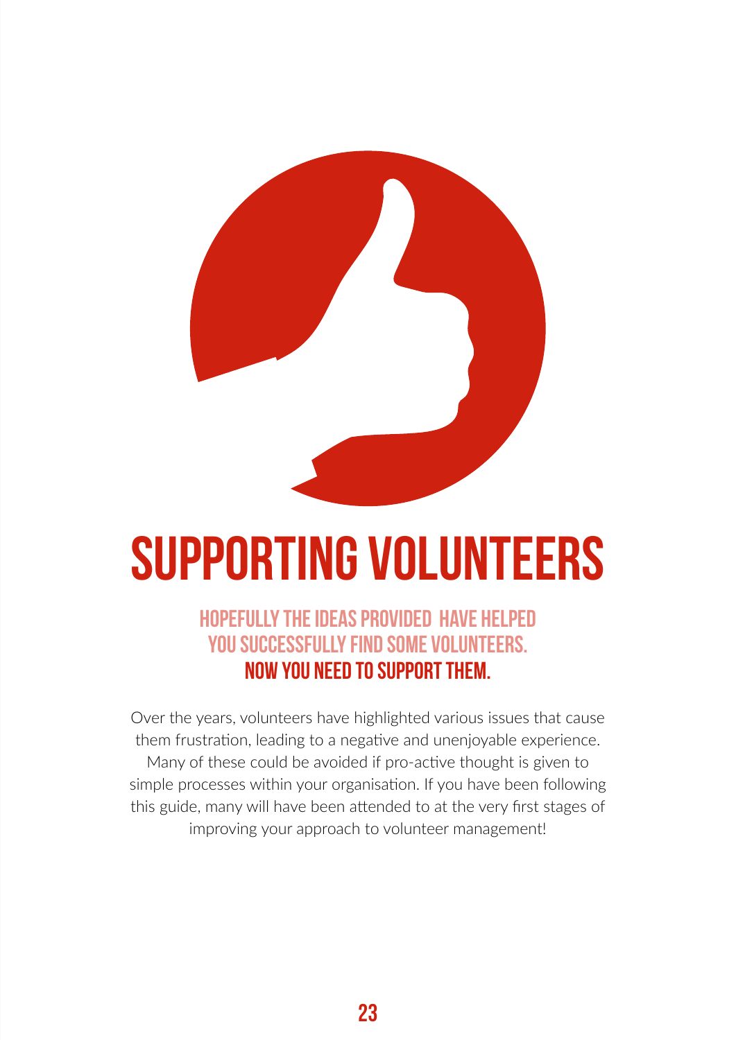# SUPPORTING VOLUNTEERS

## HOPEFULLY THE IDEAS PROVIDED HAVE HELPED YOU SUCCESSFULLY FIND SOME VOLUNTEERS. NOW YOU NEED TO SUPPORT THEM.

Over the years, volunteers have highlighted various issues that cause them frustration, leading to a negative and unenjoyable experience. Many of these could be avoided if pro-active thought is given to simple processes within your organisation. If you have been following this guide, many will have been attended to at the very first stages of improving your approach to volunteer management!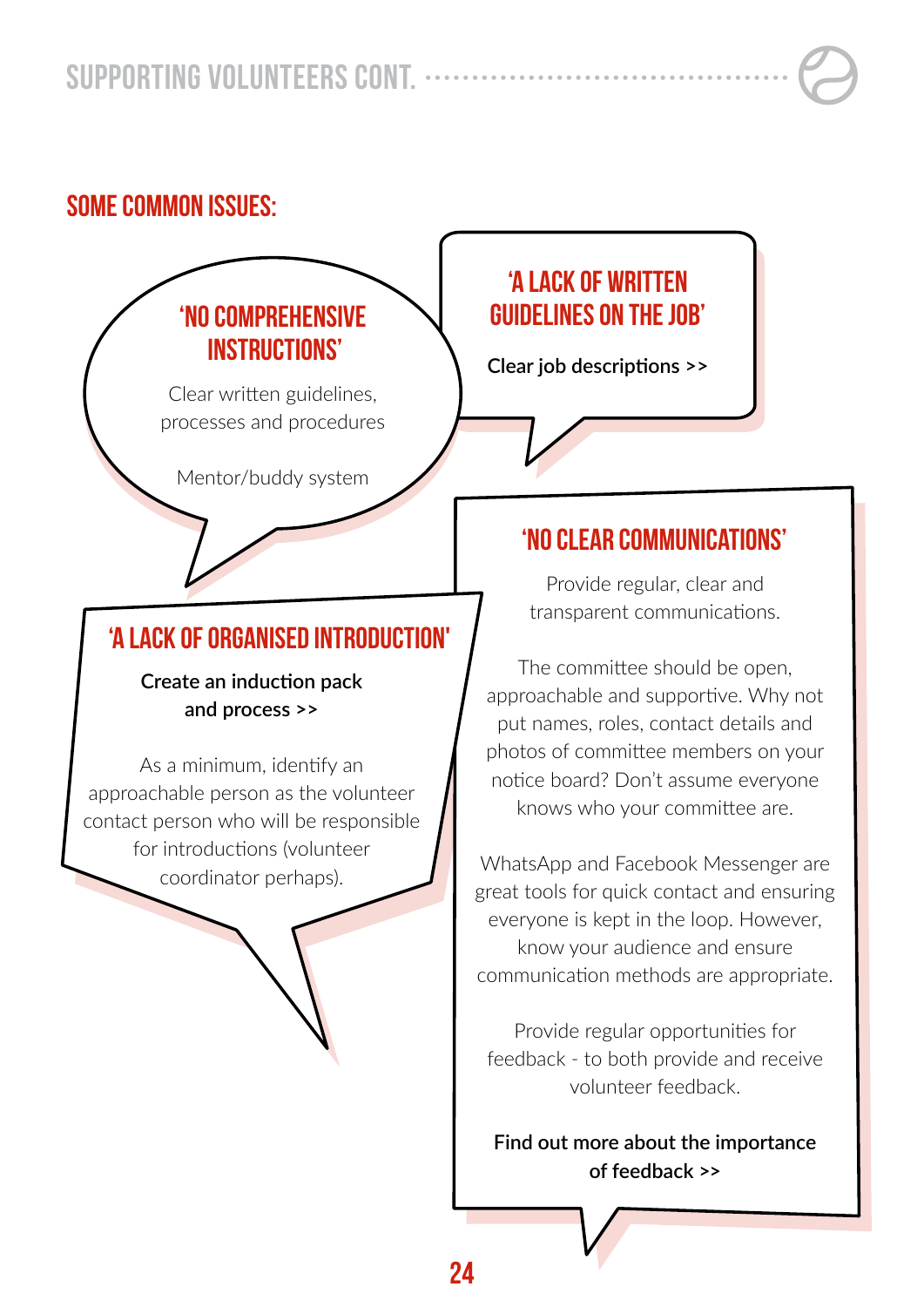## SOME COMMON ISSUES:

### 'NO COMPREHENSIVE INSTRUCTIONS'

Clear written guidelines, processes and procedures

Mentor/buddy system

### 'A LACK OF WRITTEN GUIDELINES ON THE JOB'

**Clear job descriptions >>**

### 'A LACK OF ORGANISED INTRODUCTION'

**Create an induction pack and process >>**

As a minimum, identify an approachable person as the volunteer contact person who will be responsible for introductions (volunteer coordinator perhaps).

### 'NO CLEAR COMMUNICATIONS'

Provide regular, clear and transparent communications.

The committee should be open, approachable and supportive. Why not put names, roles, contact details and photos of committee members on your notice board? Don't assume everyone knows who your committee are.

WhatsApp and Facebook Messenger are great tools for quick contact and ensuring everyone is kept in the loop. However, know your audience and ensure communication methods are appropriate.

Provide regular opportunities for feedback - to both provide and receive volunteer feedback.

**Find out more about the importance of feedback >>**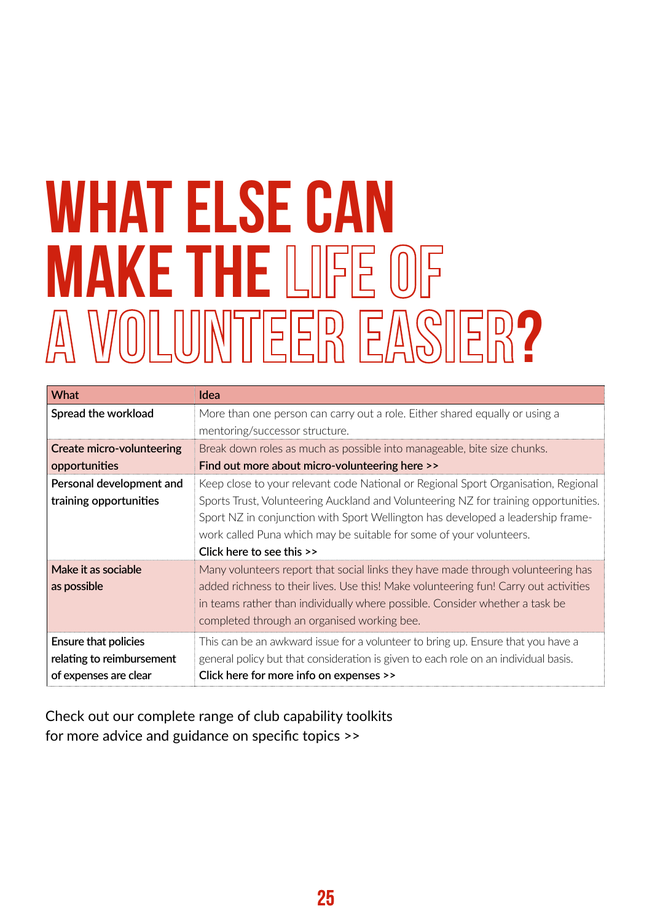# WHAT ELSE CAN MAKE THE LIFE OF A VOLUNTEER EASIER?

| What | Idea |
|---|---|
| Spread the workload | More than one person can carry out a role. Either shared equally or using a mentoring/successor structure. |
| Create micro-volunteering opportunities | Break down roles as much as possible into manageable, bite size chunks. **Find out more about micro-volunteering here >>** |
| Personal development and training opportunities | Keep close to your relevant code National or Regional Sport Organisation, Regional Sports Trust, Volunteering Auckland and Volunteering NZ for training opportunities. Sport NZ in conjunction with Sport Wellington has developed a leadership framework called Puna which may be suitable for some of your volunteers. **Click here to see this >>** |
| Make it as sociable as possible | Many volunteers report that social links they have made through volunteering has added richness to their lives. Use this! Make volunteering fun! Carry out activities in teams rather than individually where possible. Consider whether a task be completed through an organised working bee. |
| Ensure that policies relating to reimbursement of expenses are clear | This can be an awkward issue for a volunteer to bring up. Ensure that you have a general policy but that consideration is given to each role on an individual basis. **Click here for more info on expenses >>** |

Check out our complete range of club capability toolkits for more advice and guidance on specific topics >>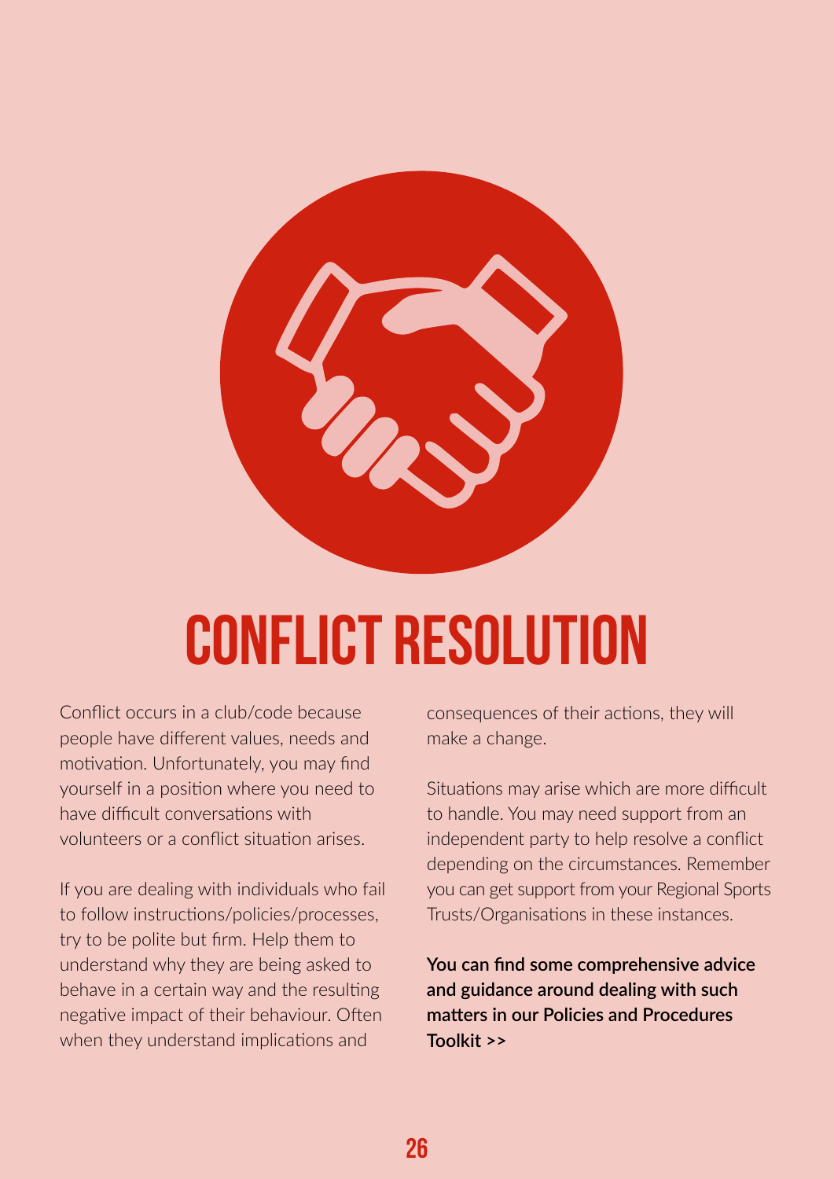# CONFLICT RESOLUTION

Conflict occurs in a club/code because people have different values, needs and motivation. Unfortunately, you may find yourself in a position where you need to have difficult conversations with volunteers or a conflict situation arises.

If you are dealing with individuals who fail to follow instructions/policies/processes, try to be polite but firm. Help them to understand why they are being asked to behave in a certain way and the resulting negative impact of their behaviour. Often when they understand implications and consequences of their actions, they will make a change.

Situations may arise which are more difficult to handle. You may need support from an independent party to help resolve a conflict depending on the circumstances. Remember you can get support from your Regional Sports Trusts/Organisations in these instances.

**You can find some comprehensive advice and guidance around dealing with such matters in our Policies and Procedures Toolkit >>**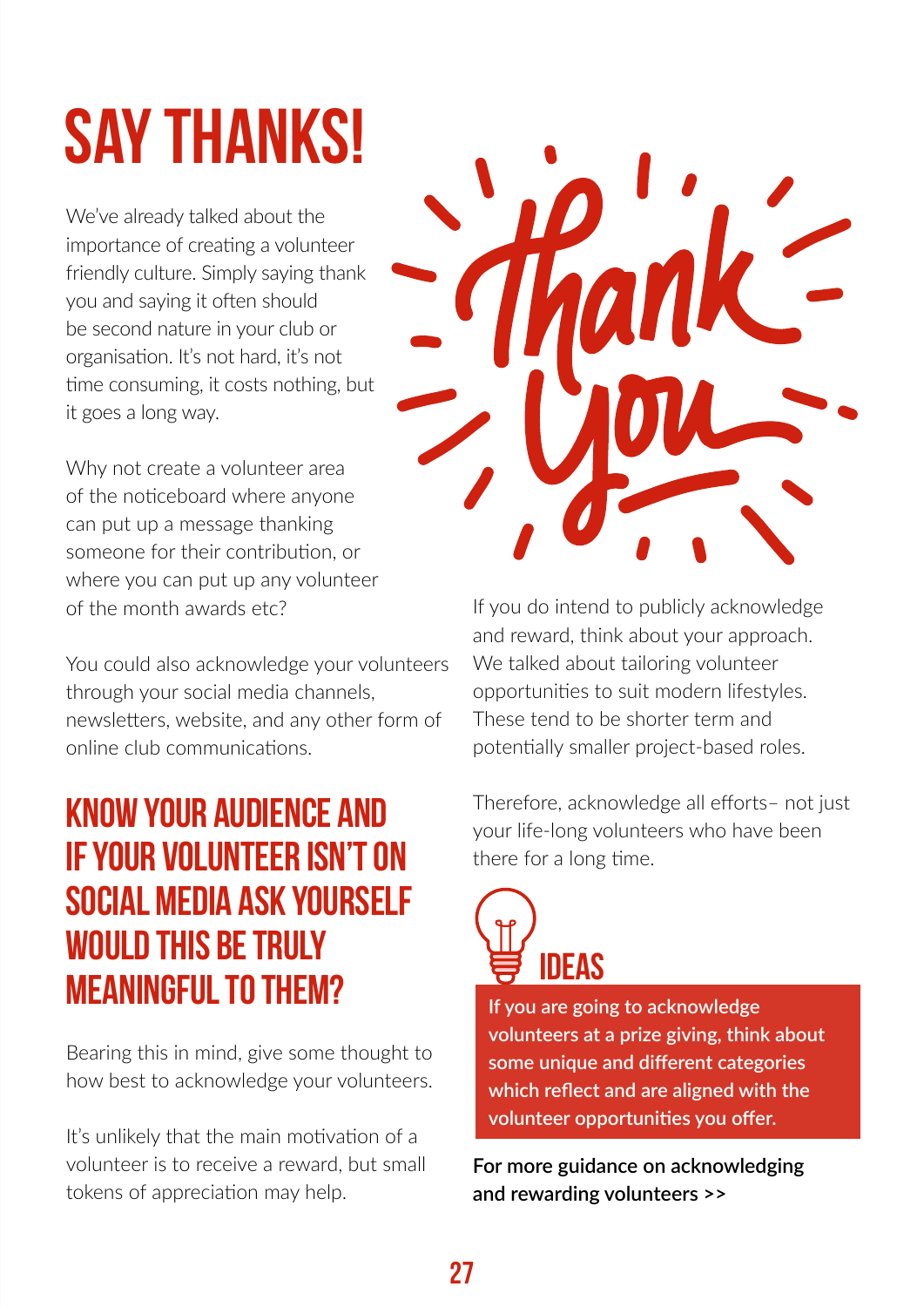# SAY THANKS!

We've already talked about the importance of creating a volunteer friendly culture. Simply saying thank you and saying it often should be second nature in your club or organisation. It's not hard, it's not time consuming, it costs nothing, but it goes a long way.

Why not create a volunteer area of the noticeboard where anyone can put up a message thanking someone for their contribution, or where you can put up any volunteer of the month awards etc?

You could also acknowledge your volunteers through your social media channels, newsletters, website, and any other form of online club communications.

## KNOW YOUR AUDIENCE AND IF YOUR VOLUNTEER ISN'T ON SOCIAL MEDIA ASK YOURSELF WOULD THIS BE TRULY MEANINGFUL TO THEM?

Bearing this in mind, give some thought to how best to acknowledge your volunteers.

It's unlikely that the main motivation of a volunteer is to receive a reward, but small tokens of appreciation may help.

If you do intend to publicly acknowledge and reward, think about your approach. We talked about tailoring volunteer opportunities to suit modern lifestyles. These tend to be shorter term and potentially smaller project-based roles.

Therefore, acknowledge all efforts– not just your life-long volunteers who have been there for a long time.

## IDEAS

**If you are going to acknowledge volunteers at a prize giving, think about some unique and different categories which reflect and are aligned with the volunteer opportunities you offer.**

**For more guidance on acknowledging and rewarding volunteers >>**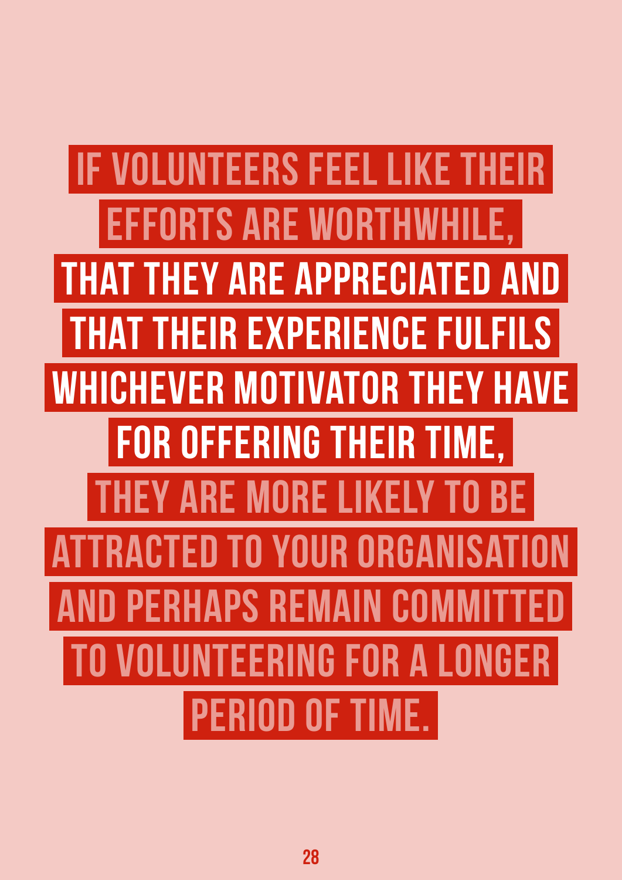IF VOLUNTEERS FEEL LIKE THEIR EFFORTS ARE WORTHWHILE, **THAT THEY ARE APPRECIATED AND THAT THEIR EXPERIENCE FULFILS WHICHEVER MOTIVATOR THEY HAVE FOR OFFERING THEIR TIME,** THEY ARE MORE LIKELY TO BE ATTRACTED TO YOUR ORGANISATION AND PERHAPS REMAIN COMMITTED TO VOLUNTEERING FOR A LONGER PERIOD OF TIME.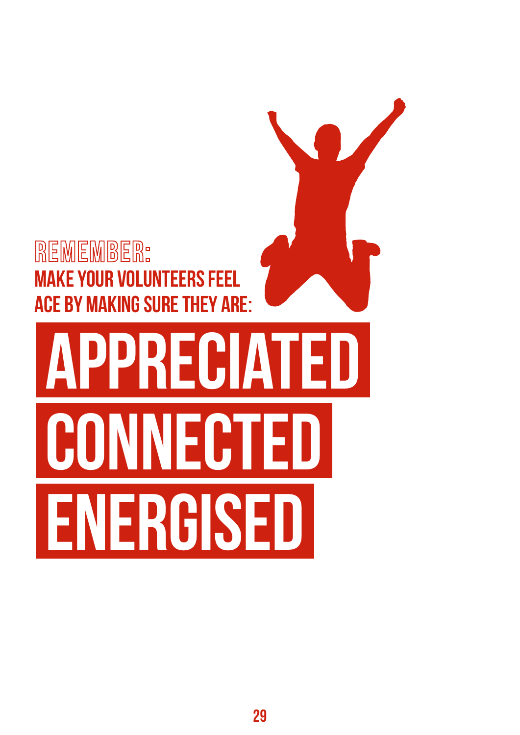## REMEMBER:

**MAKE YOUR VOLUNTEERS FEEL ACE BY MAKING SURE THEY ARE:**

# APPRECIATED

# CONNECTED

# ENERGISED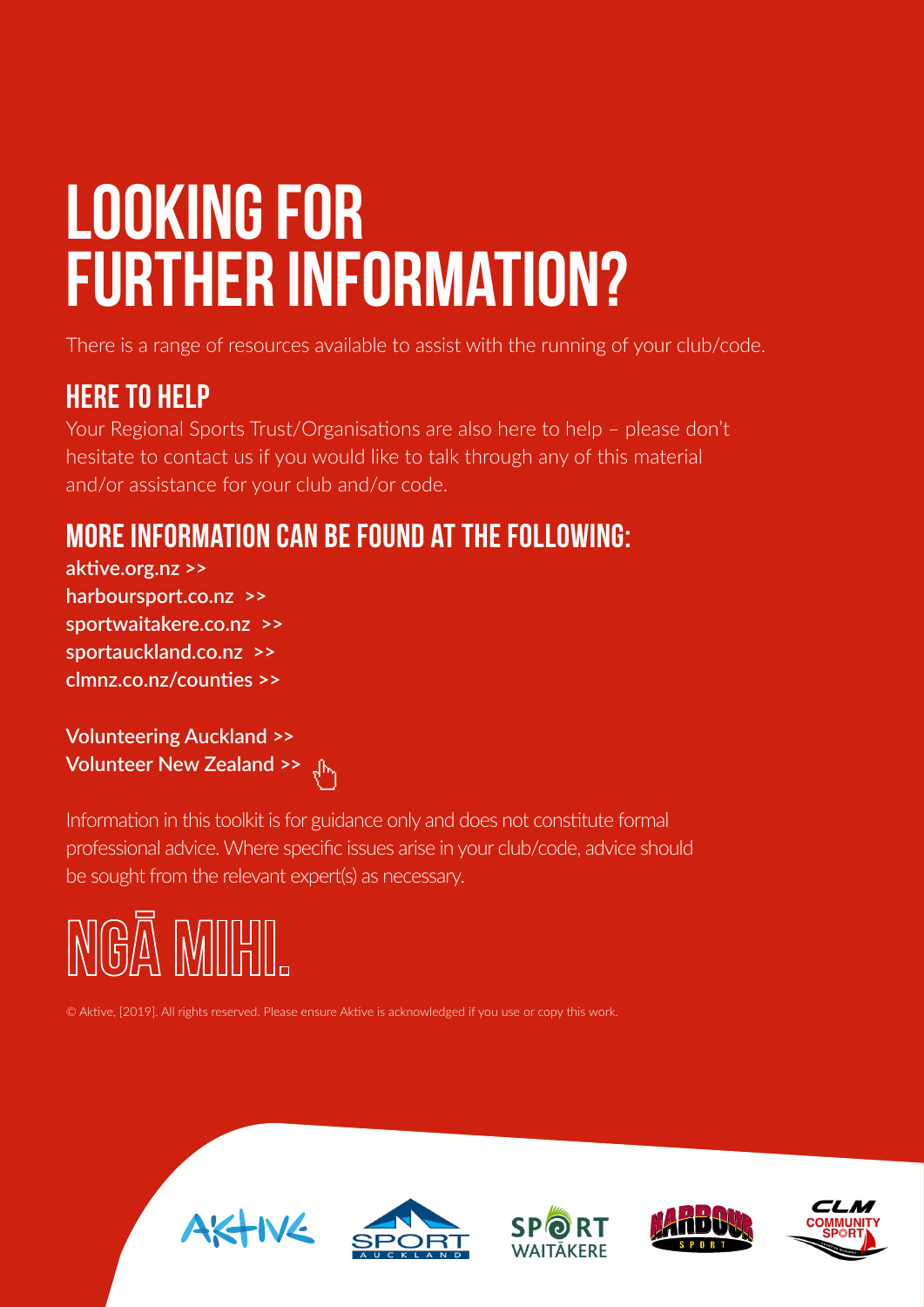# LOOKING FOR FURTHER INFORMATION?

There is a range of resources available to assist with the running of your club/code.

## HERE TO HELP

Your Regional Sports Trust/Organisations are also here to help – please don't hesitate to contact us if you would like to talk through any of this material and/or assistance for your club and/or code.

## MORE INFORMATION CAN BE FOUND AT THE FOLLOWING:

**aktive.org.nz >>**
**harboursport.co.nz >>**
**sportwaitakere.co.nz >>**
**sportauckland.co.nz >>**
**clmnz.co.nz/counties >>**

**Volunteering Auckland >>**
**Volunteer New Zealand >>**

Information in this toolkit is for guidance only and does not constitute formal professional advice. Where specific issues arise in your club/code, advice should be sought from the relevant expert(s) as necessary.

# NGĀ MIHI.

© Aktive, [2019]. All rights reserved. Please ensure Aktive is acknowledged if you use or copy this work.